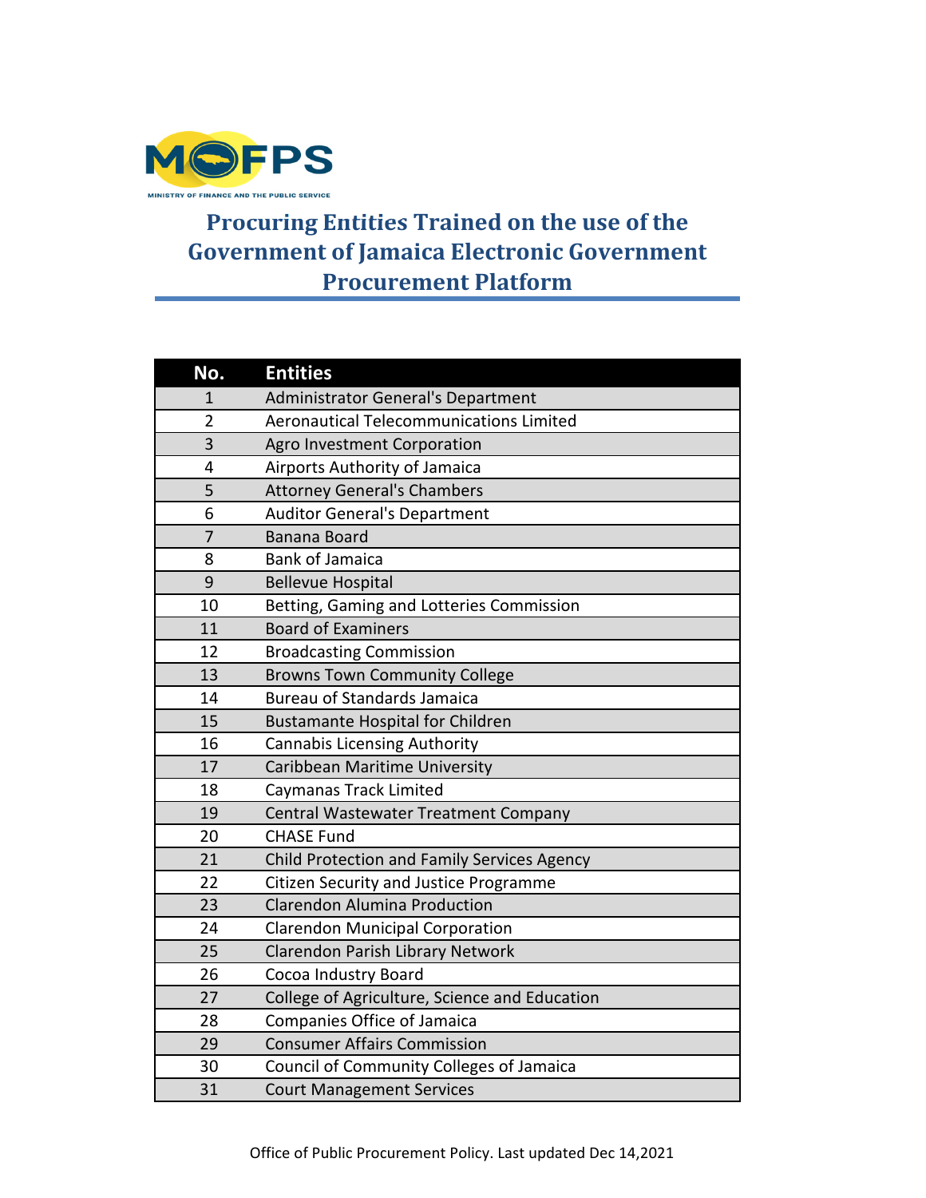MOFPS

MINISTRY OF FINANCE AND THE PUBLIC SERVICE

# Procuring Entities Trained on the use of the Government of Jamaica Electronic Government Procurement Platform

| No. | Entities |
|---|---|
| 1 | Administrator General's Department |
| 2 | Aeronautical Telecommunications Limited |
| 3 | Agro Investment Corporation |
| 4 | Airports Authority of Jamaica |
| 5 | Attorney General's Chambers |
| 6 | Auditor General's Department |
| 7 | Banana Board |
| 8 | Bank of Jamaica |
| 9 | Bellevue Hospital |
| 10 | Betting, Gaming and Lotteries Commission |
| 11 | Board of Examiners |
| 12 | Broadcasting Commission |
| 13 | Browns Town Community College |
| 14 | Bureau of Standards Jamaica |
| 15 | Bustamante Hospital for Children |
| 16 | Cannabis Licensing Authority |
| 17 | Caribbean Maritime University |
| 18 | Caymanas Track Limited |
| 19 | Central Wastewater Treatment Company |
| 20 | CHASE Fund |
| 21 | Child Protection and Family Services Agency |
| 22 | Citizen Security and Justice Programme |
| 23 | Clarendon Alumina Production |
| 24 | Clarendon Municipal Corporation |
| 25 | Clarendon Parish Library Network |
| 26 | Cocoa Industry Board |
| 27 | College of Agriculture, Science and Education |
| 28 | Companies Office of Jamaica |
| 29 | Consumer Affairs Commission |
| 30 | Council of Community Colleges of Jamaica |
| 31 | Court Management Services |

Office of Public Procurement Policy. Last updated Dec 14,2021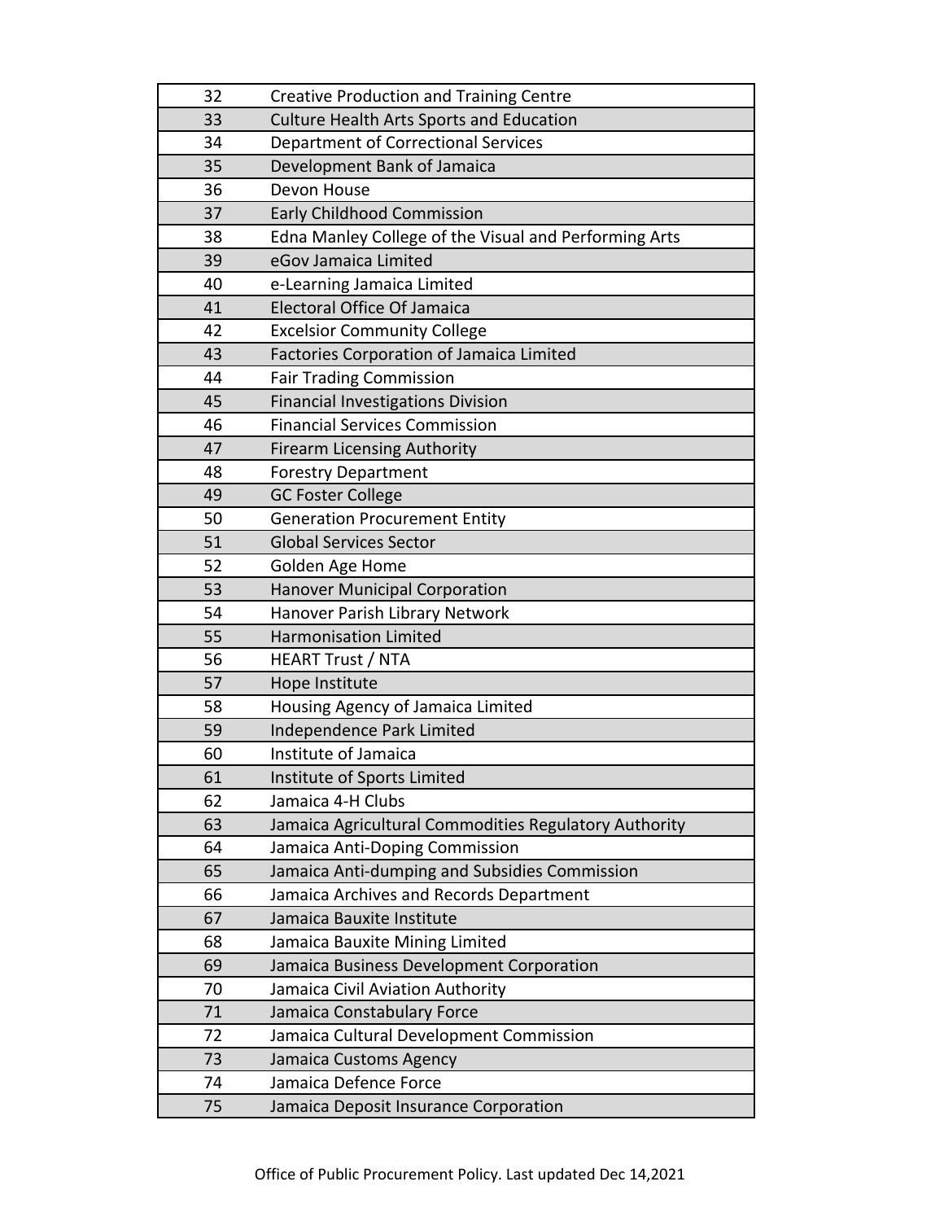| | |
|---|---|
| 32 | Creative Production and Training Centre |
| 33 | Culture Health Arts Sports and Education |
| 34 | Department of Correctional Services |
| 35 | Development Bank of Jamaica |
| 36 | Devon House |
| 37 | Early Childhood Commission |
| 38 | Edna Manley College of the Visual and Performing Arts |
| 39 | eGov Jamaica Limited |
| 40 | e-Learning Jamaica Limited |
| 41 | Electoral Office Of Jamaica |
| 42 | Excelsior Community College |
| 43 | Factories Corporation of Jamaica Limited |
| 44 | Fair Trading Commission |
| 45 | Financial Investigations Division |
| 46 | Financial Services Commission |
| 47 | Firearm Licensing Authority |
| 48 | Forestry Department |
| 49 | GC Foster College |
| 50 | Generation Procurement Entity |
| 51 | Global Services Sector |
| 52 | Golden Age Home |
| 53 | Hanover Municipal Corporation |
| 54 | Hanover Parish Library Network |
| 55 | Harmonisation Limited |
| 56 | HEART Trust / NTA |
| 57 | Hope Institute |
| 58 | Housing Agency of Jamaica Limited |
| 59 | Independence Park Limited |
| 60 | Institute of Jamaica |
| 61 | Institute of Sports Limited |
| 62 | Jamaica 4-H Clubs |
| 63 | Jamaica Agricultural Commodities Regulatory Authority |
| 64 | Jamaica Anti-Doping Commission |
| 65 | Jamaica Anti-dumping and Subsidies Commission |
| 66 | Jamaica Archives and Records Department |
| 67 | Jamaica Bauxite Institute |
| 68 | Jamaica Bauxite Mining Limited |
| 69 | Jamaica Business Development Corporation |
| 70 | Jamaica Civil Aviation Authority |
| 71 | Jamaica Constabulary Force |
| 72 | Jamaica Cultural Development Commission |
| 73 | Jamaica Customs Agency |
| 74 | Jamaica Defence Force |
| 75 | Jamaica Deposit Insurance Corporation |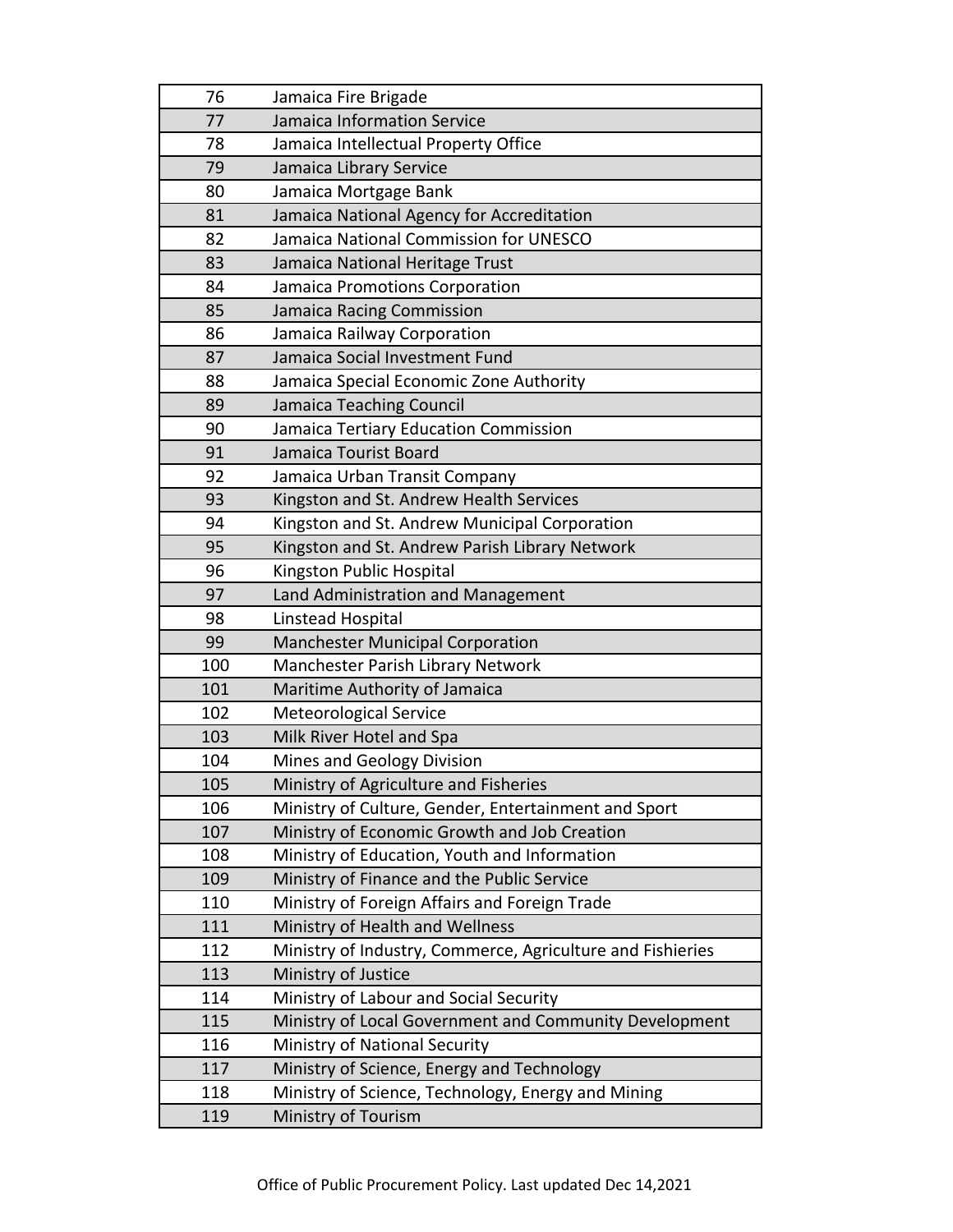| 76 | Jamaica Fire Brigade |
|---|---|
| 77 | Jamaica Information Service |
| 78 | Jamaica Intellectual Property Office |
| 79 | Jamaica Library Service |
| 80 | Jamaica Mortgage Bank |
| 81 | Jamaica National Agency for Accreditation |
| 82 | Jamaica National Commission for UNESCO |
| 83 | Jamaica National Heritage Trust |
| 84 | Jamaica Promotions Corporation |
| 85 | Jamaica Racing Commission |
| 86 | Jamaica Railway Corporation |
| 87 | Jamaica Social Investment Fund |
| 88 | Jamaica Special Economic Zone Authority |
| 89 | Jamaica Teaching Council |
| 90 | Jamaica Tertiary Education Commission |
| 91 | Jamaica Tourist Board |
| 92 | Jamaica Urban Transit Company |
| 93 | Kingston and St. Andrew Health Services |
| 94 | Kingston and St. Andrew Municipal Corporation |
| 95 | Kingston and St. Andrew Parish Library Network |
| 96 | Kingston Public Hospital |
| 97 | Land Administration and Management |
| 98 | Linstead Hospital |
| 99 | Manchester Municipal Corporation |
| 100 | Manchester Parish Library Network |
| 101 | Maritime Authority of Jamaica |
| 102 | Meteorological Service |
| 103 | Milk River Hotel and Spa |
| 104 | Mines and Geology Division |
| 105 | Ministry of Agriculture and Fisheries |
| 106 | Ministry of Culture, Gender, Entertainment and Sport |
| 107 | Ministry of Economic Growth and Job Creation |
| 108 | Ministry of Education, Youth and Information |
| 109 | Ministry of Finance and the Public Service |
| 110 | Ministry of Foreign Affairs and Foreign Trade |
| 111 | Ministry of Health and Wellness |
| 112 | Ministry of Industry, Commerce, Agriculture and Fishieries |
| 113 | Ministry of Justice |
| 114 | Ministry of Labour and Social Security |
| 115 | Ministry of Local Government and Community Development |
| 116 | Ministry of National Security |
| 117 | Ministry of Science, Energy and Technology |
| 118 | Ministry of Science, Technology, Energy and Mining |
| 119 | Ministry of Tourism |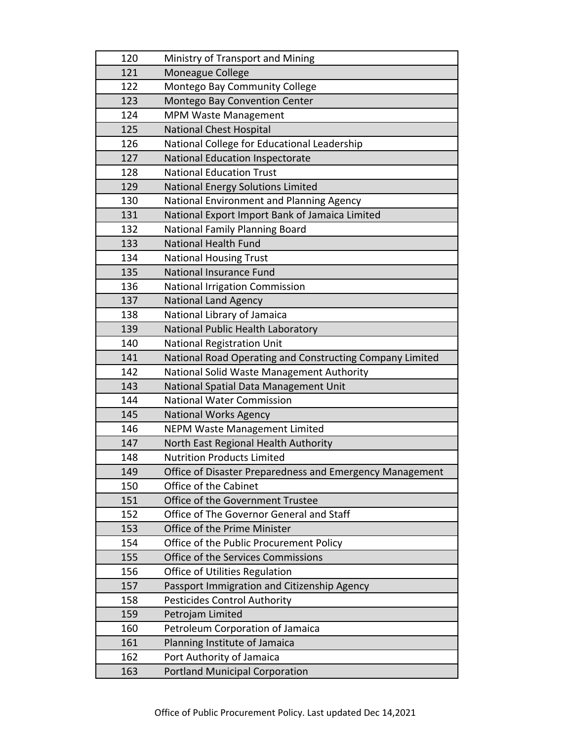| 120 | Ministry of Transport and Mining |
|---|---|
| 121 | Moneague College |
| 122 | Montego Bay Community College |
| 123 | Montego Bay Convention Center |
| 124 | MPM Waste Management |
| 125 | National Chest Hospital |
| 126 | National College for Educational Leadership |
| 127 | National Education Inspectorate |
| 128 | National Education Trust |
| 129 | National Energy Solutions Limited |
| 130 | National Environment and Planning Agency |
| 131 | National Export Import Bank of Jamaica Limited |
| 132 | National Family Planning Board |
| 133 | National Health Fund |
| 134 | National Housing Trust |
| 135 | National Insurance Fund |
| 136 | National Irrigation Commission |
| 137 | National Land Agency |
| 138 | National Library of Jamaica |
| 139 | National Public Health Laboratory |
| 140 | National Registration Unit |
| 141 | National Road Operating and Constructing Company Limited |
| 142 | National Solid Waste Management Authority |
| 143 | National Spatial Data Management Unit |
| 144 | National Water Commission |
| 145 | National Works Agency |
| 146 | NEPM Waste Management Limited |
| 147 | North East Regional Health Authority |
| 148 | Nutrition Products Limited |
| 149 | Office of Disaster Preparedness and Emergency Management |
| 150 | Office of the Cabinet |
| 151 | Office of the Government Trustee |
| 152 | Office of The Governor General and Staff |
| 153 | Office of the Prime Minister |
| 154 | Office of the Public Procurement Policy |
| 155 | Office of the Services Commissions |
| 156 | Office of Utilities Regulation |
| 157 | Passport Immigration and Citizenship Agency |
| 158 | Pesticides Control Authority |
| 159 | Petrojam Limited |
| 160 | Petroleum Corporation of Jamaica |
| 161 | Planning Institute of Jamaica |
| 162 | Port Authority of Jamaica |
| 163 | Portland Municipal Corporation |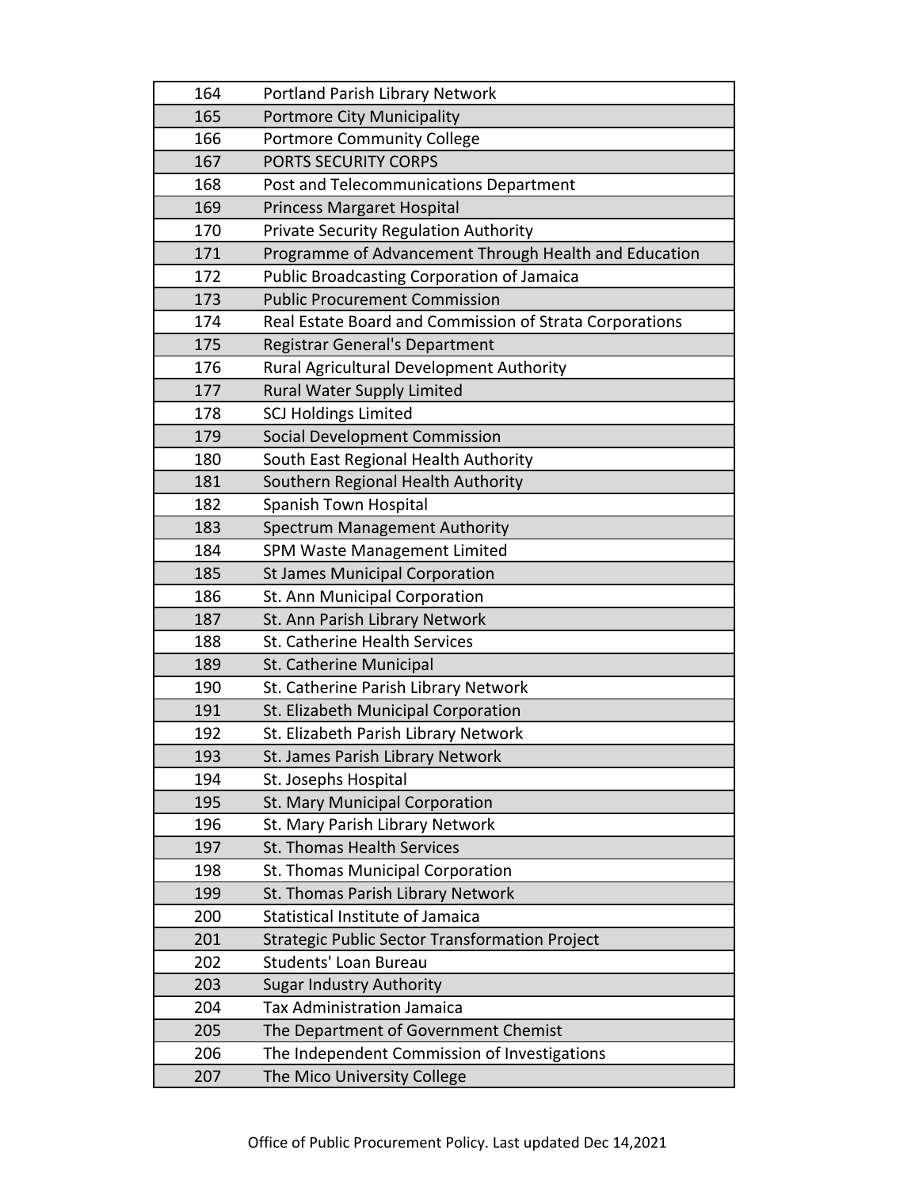| | |
|---|---|
| 164 | Portland Parish Library Network |
| 165 | Portmore City Municipality |
| 166 | Portmore Community College |
| 167 | PORTS SECURITY CORPS |
| 168 | Post and Telecommunications Department |
| 169 | Princess Margaret Hospital |
| 170 | Private Security Regulation Authority |
| 171 | Programme of Advancement Through Health and Education |
| 172 | Public Broadcasting Corporation of Jamaica |
| 173 | Public Procurement Commission |
| 174 | Real Estate Board and Commission of Strata Corporations |
| 175 | Registrar General's Department |
| 176 | Rural Agricultural Development Authority |
| 177 | Rural Water Supply Limited |
| 178 | SCJ Holdings Limited |
| 179 | Social Development Commission |
| 180 | South East Regional Health Authority |
| 181 | Southern Regional Health Authority |
| 182 | Spanish Town Hospital |
| 183 | Spectrum Management Authority |
| 184 | SPM Waste Management Limited |
| 185 | St James Municipal Corporation |
| 186 | St. Ann Municipal Corporation |
| 187 | St. Ann Parish Library Network |
| 188 | St. Catherine Health Services |
| 189 | St. Catherine Municipal |
| 190 | St. Catherine Parish Library Network |
| 191 | St. Elizabeth Municipal Corporation |
| 192 | St. Elizabeth Parish Library Network |
| 193 | St. James Parish Library Network |
| 194 | St. Josephs Hospital |
| 195 | St. Mary Municipal Corporation |
| 196 | St. Mary Parish Library Network |
| 197 | St. Thomas Health Services |
| 198 | St. Thomas Municipal Corporation |
| 199 | St. Thomas Parish Library Network |
| 200 | Statistical Institute of Jamaica |
| 201 | Strategic Public Sector Transformation Project |
| 202 | Students' Loan Bureau |
| 203 | Sugar Industry Authority |
| 204 | Tax Administration Jamaica |
| 205 | The Department of Government Chemist |
| 206 | The Independent Commission of Investigations |
| 207 | The Mico University College |

Office of Public Procurement Policy. Last updated Dec 14,2021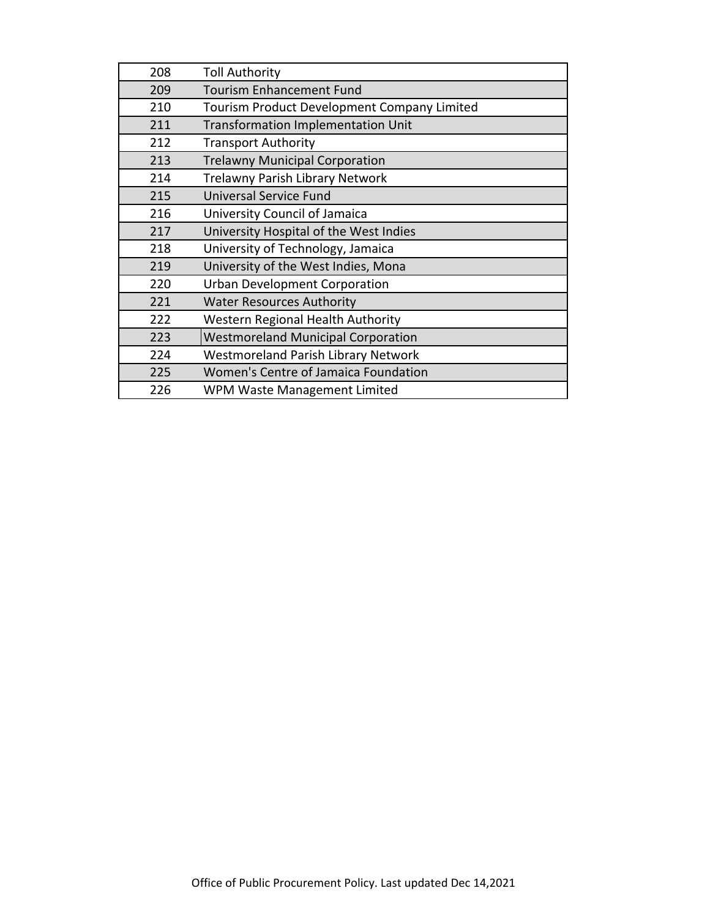| | |
|---|---|
| 208 | Toll Authority |
| 209 | Tourism Enhancement Fund |
| 210 | Tourism Product Development Company Limited |
| 211 | Transformation Implementation Unit |
| 212 | Transport Authority |
| 213 | Trelawny Municipal Corporation |
| 214 | Trelawny Parish Library Network |
| 215 | Universal Service Fund |
| 216 | University Council of Jamaica |
| 217 | University Hospital of the West Indies |
| 218 | University of Technology, Jamaica |
| 219 | University of the West Indies, Mona |
| 220 | Urban Development Corporation |
| 221 | Water Resources Authority |
| 222 | Western Regional Health Authority |
| 223 | Westmoreland Municipal Corporation |
| 224 | Westmoreland Parish Library Network |
| 225 | Women's Centre of Jamaica Foundation |
| 226 | WPM Waste Management Limited |

Office of Public Procurement Policy. Last updated Dec 14,2021